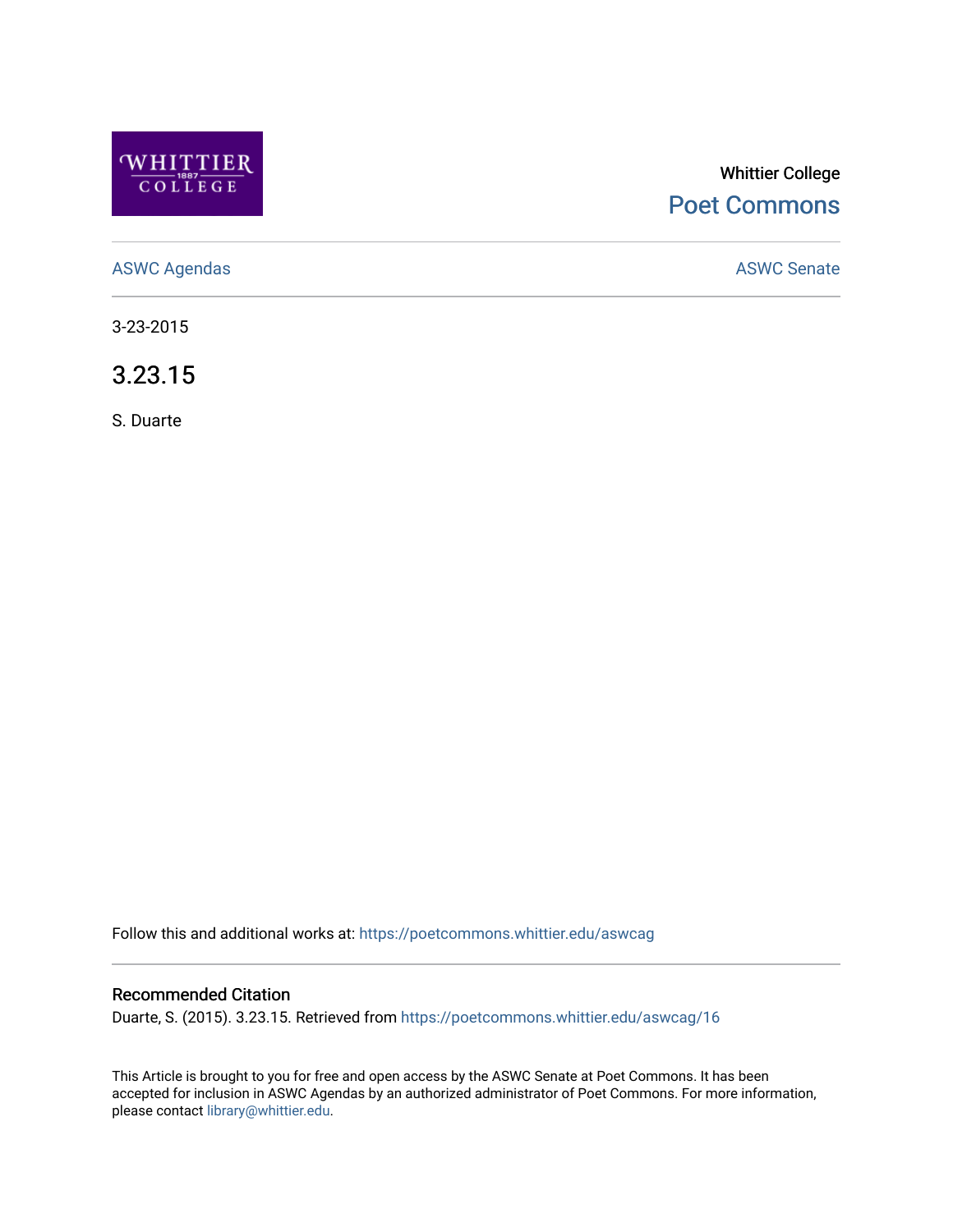Whittier College

Poet Commons

ASWC Agendas

ASWC Senate

3-23-2015

# 3.23.15

S. Duarte

Follow this and additional works at: https://poetcommons.whittier.edu/aswcag

## Recommended Citation

Duarte, S. (2015). 3.23.15. Retrieved from https://poetcommons.whittier.edu/aswcag/16

This Article is brought to you for free and open access by the ASWC Senate at Poet Commons. It has been accepted for inclusion in ASWC Agendas by an authorized administrator of Poet Commons. For more information, please contact library@whittier.edu.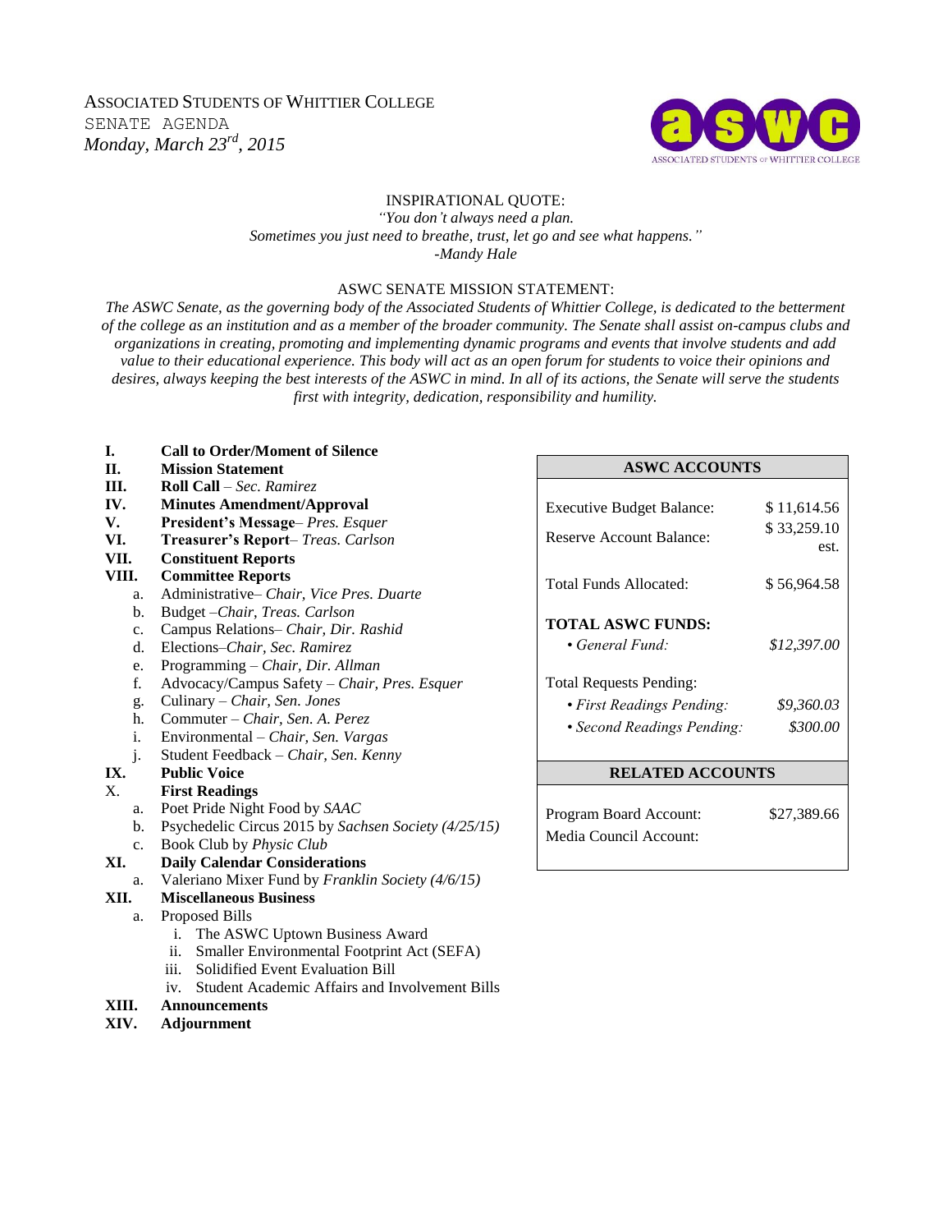ASSOCIATED STUDENTS OF WHITTIER COLLEGE
SENATE AGENDA
*Monday, March 23rd, 2015*

INSPIRATIONAL QUOTE:
*"You don't always need a plan.*
*Sometimes you just need to breathe, trust, let go and see what happens."*
*-Mandy Hale*

ASWC SENATE MISSION STATEMENT:
*The ASWC Senate, as the governing body of the Associated Students of Whittier College, is dedicated to the betterment of the college as an institution and as a member of the broader community. The Senate shall assist on-campus clubs and organizations in creating, promoting and implementing dynamic programs and events that involve students and add value to their educational experience. This body will act as an open forum for students to voice their opinions and desires, always keeping the best interests of the ASWC in mind. In all of its actions, the Senate will serve the students first with integrity, dedication, responsibility and humility.*

- **I. Call to Order/Moment of Silence**
- **II. Mission Statement**
- **III. Roll Call** – *Sec. Ramirez*
- **IV. Minutes Amendment/Approval**
- **V. President's Message**– *Pres. Esquer*
- **VI. Treasurer's Report**– *Treas. Carlson*
- **VII. Constituent Reports**
- **VIII. Committee Reports**
  - a. Administrative– *Chair, Vice Pres. Duarte*
  - b. Budget –*Chair, Treas. Carlson*
  - c. Campus Relations– *Chair, Dir. Rashid*
  - d. Elections–*Chair, Sec. Ramirez*
  - e. Programming – *Chair, Dir. Allman*
  - f. Advocacy/Campus Safety – *Chair, Pres. Esquer*
  - g. Culinary – *Chair, Sen. Jones*
  - h. Commuter – *Chair, Sen. A. Perez*
  - i. Environmental – *Chair, Sen. Vargas*
  - j. Student Feedback – *Chair, Sen. Kenny*
- **IX. Public Voice**
- **X. First Readings**
  - a. Poet Pride Night Food by *SAAC*
  - b. Psychedelic Circus 2015 by *Sachsen Society (4/25/15)*
  - c. Book Club by *Physic Club*
- **XI. Daily Calendar Considerations**
  - a. Valeriano Mixer Fund by *Franklin Society (4/6/15)*
- **XII. Miscellaneous Business**
  - a. Proposed Bills
    - i. The ASWC Uptown Business Award
    - ii. Smaller Environmental Footprint Act (SEFA)
    - iii. Solidified Event Evaluation Bill
    - iv. Student Academic Affairs and Involvement Bills
- **XIII. Announcements**
- **XIV. Adjournment**

| ASWC ACCOUNTS | |
|---|---|
| Executive Budget Balance: | $ 11,614.56 |
| Reserve Account Balance: | $ 33,259.10 est. |
| Total Funds Allocated: | $ 56,964.58 |
| **TOTAL ASWC FUNDS:** | |
| • *General Fund:* | *$12,397.00* |
| Total Requests Pending: | |
| • *First Readings Pending:* | *$9,360.03* |
| • *Second Readings Pending:* | *$300.00* |
| **RELATED ACCOUNTS** | |
| Program Board Account: | $27,389.66 |
| Media Council Account: | |